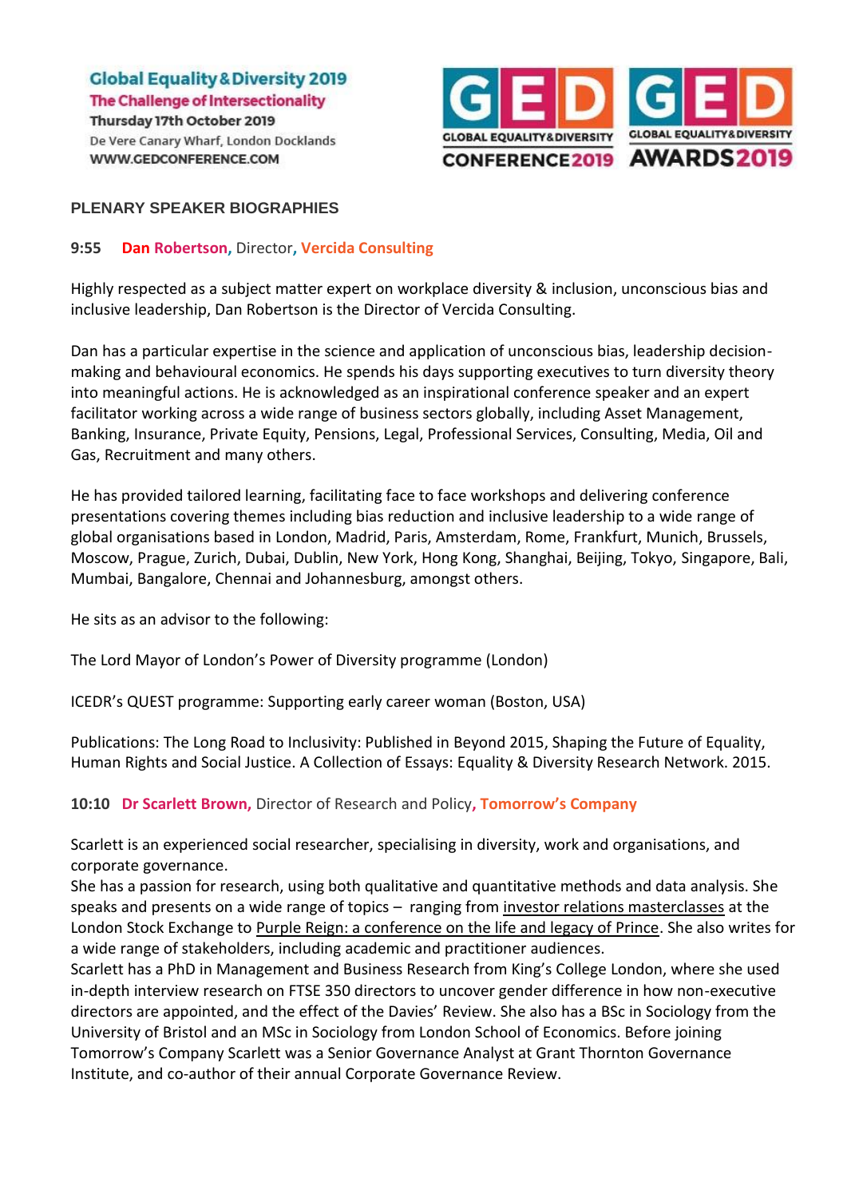Global Equality & Diversity 2019
The Challenge of Intersectionality
Thursday 17th October 2019
De Vere Canary Wharf, London Docklands
WWW.GEDCONFERENCE.COM

GED GLOBAL EQUALITY & DIVERSITY CONFERENCE 2019 | GED GLOBAL EQUALITY & DIVERSITY AWARDS 2019

## PLENARY SPEAKER BIOGRAPHIES

### 9:55 Dan Robertson, Director, Vercida Consulting

Highly respected as a subject matter expert on workplace diversity & inclusion, unconscious bias and inclusive leadership, Dan Robertson is the Director of Vercida Consulting.

Dan has a particular expertise in the science and application of unconscious bias, leadership decision-making and behavioural economics. He spends his days supporting executives to turn diversity theory into meaningful actions. He is acknowledged as an inspirational conference speaker and an expert facilitator working across a wide range of business sectors globally, including Asset Management, Banking, Insurance, Private Equity, Pensions, Legal, Professional Services, Consulting, Media, Oil and Gas, Recruitment and many others.

He has provided tailored learning, facilitating face to face workshops and delivering conference presentations covering themes including bias reduction and inclusive leadership to a wide range of global organisations based in London, Madrid, Paris, Amsterdam, Rome, Frankfurt, Munich, Brussels, Moscow, Prague, Zurich, Dubai, Dublin, New York, Hong Kong, Shanghai, Beijing, Tokyo, Singapore, Bali, Mumbai, Bangalore, Chennai and Johannesburg, amongst others.

He sits as an advisor to the following:

The Lord Mayor of London's Power of Diversity programme (London)

ICEDR's QUEST programme: Supporting early career woman (Boston, USA)

Publications: The Long Road to Inclusivity: Published in Beyond 2015, Shaping the Future of Equality, Human Rights and Social Justice. A Collection of Essays: Equality & Diversity Research Network. 2015.

### 10:10 Dr Scarlett Brown, Director of Research and Policy, Tomorrow's Company

Scarlett is an experienced social researcher, specialising in diversity, work and organisations, and corporate governance.
She has a passion for research, using both qualitative and quantitative methods and data analysis. She speaks and presents on a wide range of topics – ranging from investor relations masterclasses at the London Stock Exchange to Purple Reign: a conference on the life and legacy of Prince. She also writes for a wide range of stakeholders, including academic and practitioner audiences.
Scarlett has a PhD in Management and Business Research from King's College London, where she used in-depth interview research on FTSE 350 directors to uncover gender difference in how non-executive directors are appointed, and the effect of the Davies' Review. She also has a BSc in Sociology from the University of Bristol and an MSc in Sociology from London School of Economics. Before joining Tomorrow's Company Scarlett was a Senior Governance Analyst at Grant Thornton Governance Institute, and co-author of their annual Corporate Governance Review.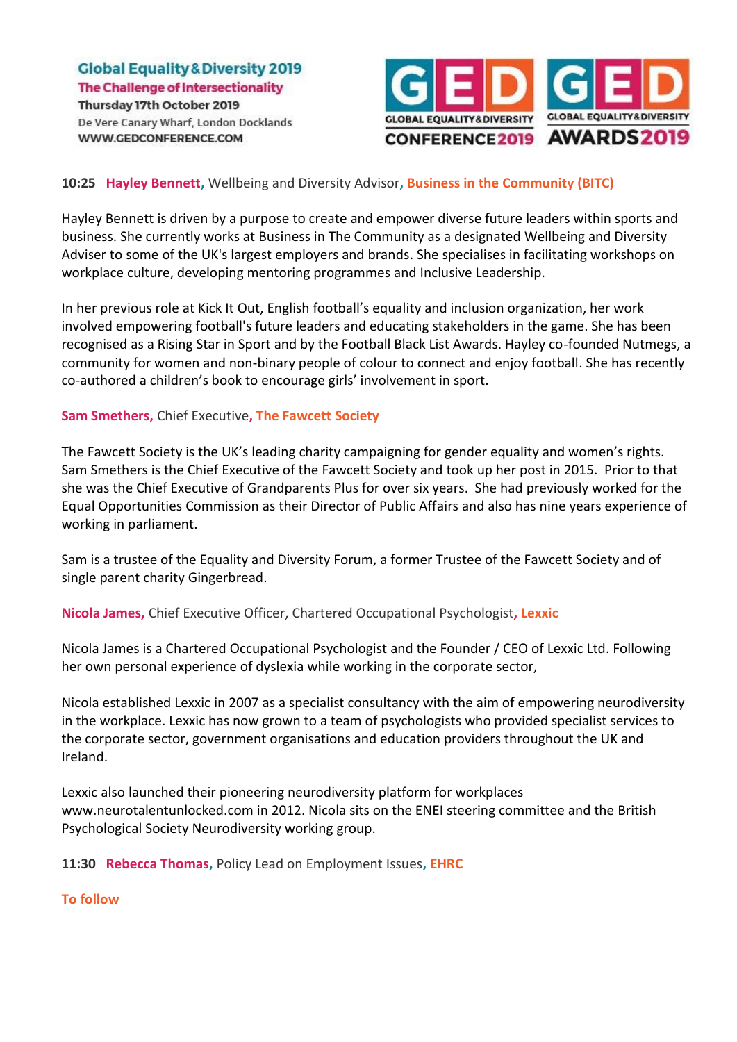**10:25 Hayley Bennett**, Wellbeing and Diversity Advisor, **Business in the Community (BITC)**

Hayley Bennett is driven by a purpose to create and empower diverse future leaders within sports and business. She currently works at Business in The Community as a designated Wellbeing and Diversity Adviser to some of the UK's largest employers and brands. She specialises in facilitating workshops on workplace culture, developing mentoring programmes and Inclusive Leadership.

In her previous role at Kick It Out, English football's equality and inclusion organization, her work involved empowering football's future leaders and educating stakeholders in the game. She has been recognised as a Rising Star in Sport and by the Football Black List Awards. Hayley co-founded Nutmegs, a community for women and non-binary people of colour to connect and enjoy football. She has recently co-authored a children's book to encourage girls' involvement in sport.

**Sam Smethers,** Chief Executive, **The Fawcett Society**

The Fawcett Society is the UK's leading charity campaigning for gender equality and women's rights. Sam Smethers is the Chief Executive of the Fawcett Society and took up her post in 2015. Prior to that she was the Chief Executive of Grandparents Plus for over six years. She had previously worked for the Equal Opportunities Commission as their Director of Public Affairs and also has nine years experience of working in parliament.

Sam is a trustee of the Equality and Diversity Forum, a former Trustee of the Fawcett Society and of single parent charity Gingerbread.

**Nicola James,** Chief Executive Officer, Chartered Occupational Psychologist, **Lexxic**

Nicola James is a Chartered Occupational Psychologist and the Founder / CEO of Lexxic Ltd. Following her own personal experience of dyslexia while working in the corporate sector,

Nicola established Lexxic in 2007 as a specialist consultancy with the aim of empowering neurodiversity in the workplace. Lexxic has now grown to a team of psychologists who provided specialist services to the corporate sector, government organisations and education providers throughout the UK and Ireland.

Lexxic also launched their pioneering neurodiversity platform for workplaces www.neurotalentunlocked.com in 2012. Nicola sits on the ENEI steering committee and the British Psychological Society Neurodiversity working group.

**11:30 Rebecca Thomas**, Policy Lead on Employment Issues, **EHRC**

**To follow**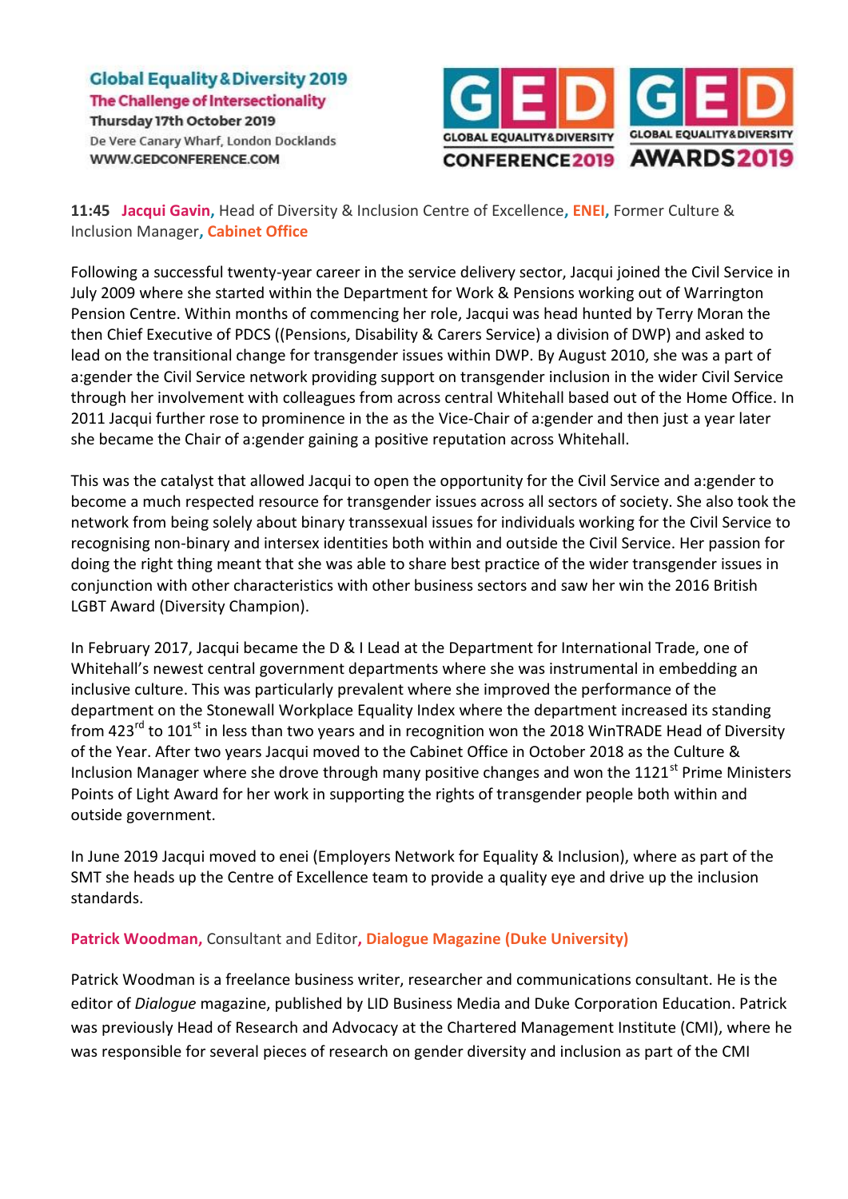**11:45 Jacqui Gavin,** Head of Diversity & Inclusion Centre of Excellence**, ENEI,** Former Culture & Inclusion Manager**, Cabinet Office**

Following a successful twenty-year career in the service delivery sector, Jacqui joined the Civil Service in July 2009 where she started within the Department for Work & Pensions working out of Warrington Pension Centre. Within months of commencing her role, Jacqui was head hunted by Terry Moran the then Chief Executive of PDCS ((Pensions, Disability & Carers Service) a division of DWP) and asked to lead on the transitional change for transgender issues within DWP. By August 2010, she was a part of a:gender the Civil Service network providing support on transgender inclusion in the wider Civil Service through her involvement with colleagues from across central Whitehall based out of the Home Office. In 2011 Jacqui further rose to prominence in the as the Vice-Chair of a:gender and then just a year later she became the Chair of a:gender gaining a positive reputation across Whitehall.

This was the catalyst that allowed Jacqui to open the opportunity for the Civil Service and a:gender to become a much respected resource for transgender issues across all sectors of society. She also took the network from being solely about binary transsexual issues for individuals working for the Civil Service to recognising non-binary and intersex identities both within and outside the Civil Service. Her passion for doing the right thing meant that she was able to share best practice of the wider transgender issues in conjunction with other characteristics with other business sectors and saw her win the 2016 British LGBT Award (Diversity Champion).

In February 2017, Jacqui became the D & I Lead at the Department for International Trade, one of Whitehall's newest central government departments where she was instrumental in embedding an inclusive culture. This was particularly prevalent where she improved the performance of the department on the Stonewall Workplace Equality Index where the department increased its standing from 423rd to 101st in less than two years and in recognition won the 2018 WinTRADE Head of Diversity of the Year. After two years Jacqui moved to the Cabinet Office in October 2018 as the Culture & Inclusion Manager where she drove through many positive changes and won the 1121st Prime Ministers Points of Light Award for her work in supporting the rights of transgender people both within and outside government.

In June 2019 Jacqui moved to enei (Employers Network for Equality & Inclusion), where as part of the SMT she heads up the Centre of Excellence team to provide a quality eye and drive up the inclusion standards.

**Patrick Woodman,** Consultant and Editor**, Dialogue Magazine (Duke University)**

Patrick Woodman is a freelance business writer, researcher and communications consultant. He is the editor of *Dialogue* magazine, published by LID Business Media and Duke Corporation Education. Patrick was previously Head of Research and Advocacy at the Chartered Management Institute (CMI), where he was responsible for several pieces of research on gender diversity and inclusion as part of the CMI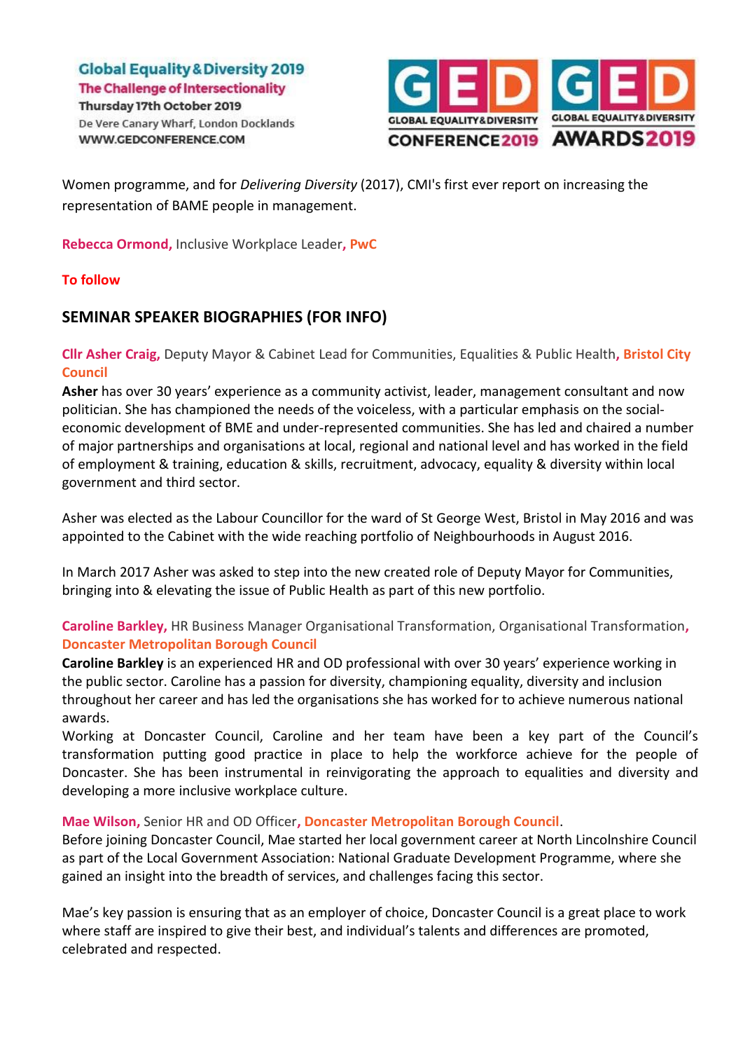Women programme, and for *Delivering Diversity* (2017), CMI's first ever report on increasing the representation of BAME people in management.

**Rebecca Ormond,** Inclusive Workplace Leader, **PwC**

**To follow**

## SEMINAR SPEAKER BIOGRAPHIES (FOR INFO)

**Cllr Asher Craig,** Deputy Mayor & Cabinet Lead for Communities, Equalities & Public Health, **Bristol City Council**

**Asher** has over 30 years' experience as a community activist, leader, management consultant and now politician. She has championed the needs of the voiceless, with a particular emphasis on the social-economic development of BME and under-represented communities. She has led and chaired a number of major partnerships and organisations at local, regional and national level and has worked in the field of employment & training, education & skills, recruitment, advocacy, equality & diversity within local government and third sector.

Asher was elected as the Labour Councillor for the ward of St George West, Bristol in May 2016 and was appointed to the Cabinet with the wide reaching portfolio of Neighbourhoods in August 2016.

In March 2017 Asher was asked to step into the new created role of Deputy Mayor for Communities, bringing into & elevating the issue of Public Health as part of this new portfolio.

**Caroline Barkley,** HR Business Manager Organisational Transformation, Organisational Transformation**, Doncaster Metropolitan Borough Council**

**Caroline Barkley** is an experienced HR and OD professional with over 30 years' experience working in the public sector. Caroline has a passion for diversity, championing equality, diversity and inclusion throughout her career and has led the organisations she has worked for to achieve numerous national awards.

Working at Doncaster Council, Caroline and her team have been a key part of the Council's transformation putting good practice in place to help the workforce achieve for the people of Doncaster. She has been instrumental in reinvigorating the approach to equalities and diversity and developing a more inclusive workplace culture.

**Mae Wilson,** Senior HR and OD Officer**, Doncaster Metropolitan Borough Council**.

Before joining Doncaster Council, Mae started her local government career at North Lincolnshire Council as part of the Local Government Association: National Graduate Development Programme, where she gained an insight into the breadth of services, and challenges facing this sector.

Mae's key passion is ensuring that as an employer of choice, Doncaster Council is a great place to work where staff are inspired to give their best, and individual's talents and differences are promoted, celebrated and respected.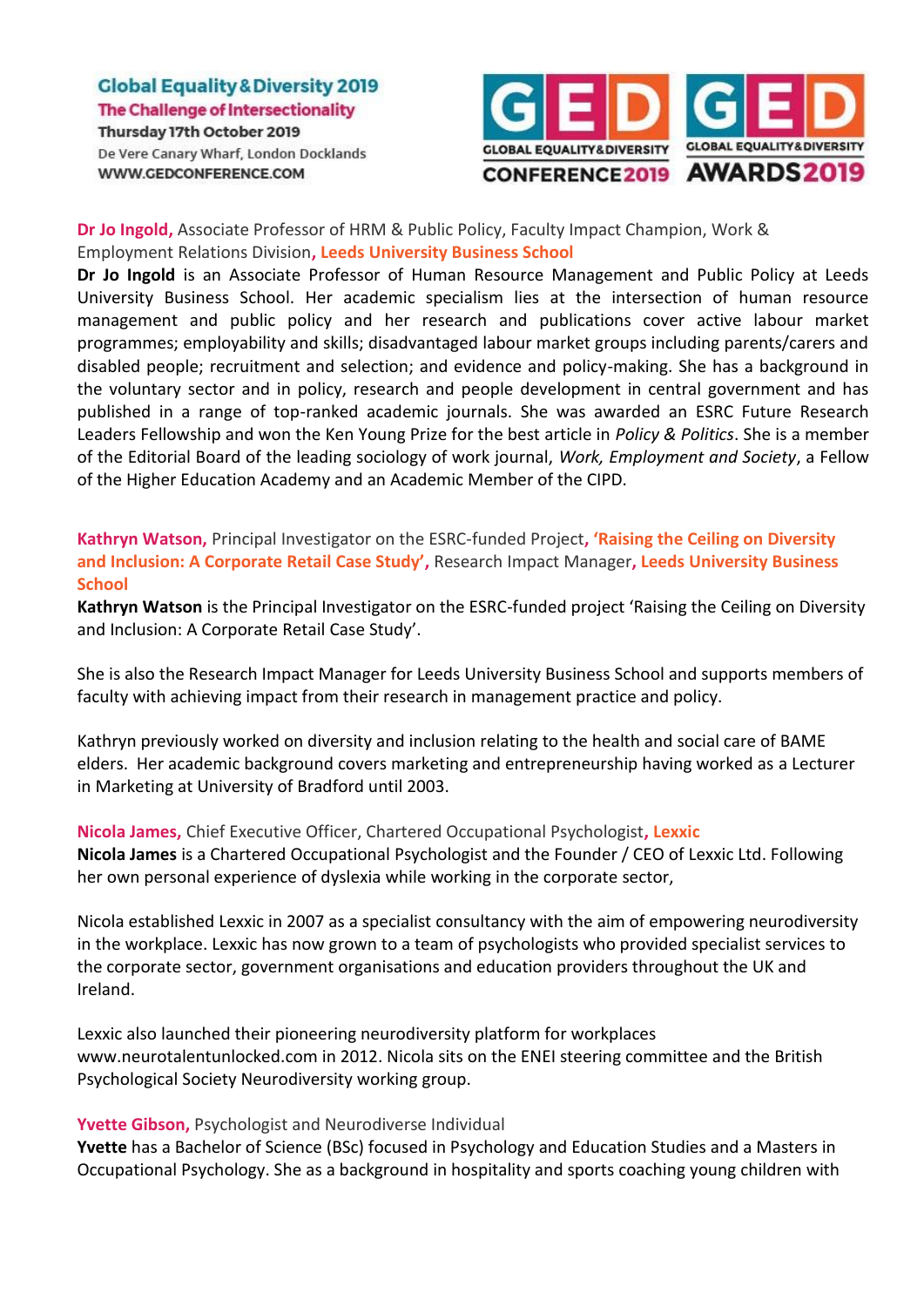**Dr Jo Ingold,** Associate Professor of HRM & Public Policy, Faculty Impact Champion, Work & Employment Relations Division**, Leeds University Business School**

**Dr Jo Ingold** is an Associate Professor of Human Resource Management and Public Policy at Leeds University Business School. Her academic specialism lies at the intersection of human resource management and public policy and her research and publications cover active labour market programmes; employability and skills; disadvantaged labour market groups including parents/carers and disabled people; recruitment and selection; and evidence and policy-making. She has a background in the voluntary sector and in policy, research and people development in central government and has published in a range of top-ranked academic journals. She was awarded an ESRC Future Research Leaders Fellowship and won the Ken Young Prize for the best article in *Policy & Politics*. She is a member of the Editorial Board of the leading sociology of work journal, *Work, Employment and Society*, a Fellow of the Higher Education Academy and an Academic Member of the CIPD.

**Kathryn Watson,** Principal Investigator on the ESRC-funded Project**, 'Raising the Ceiling on Diversity and Inclusion: A Corporate Retail Case Study',** Research Impact Manager**, Leeds University Business School**

**Kathryn Watson** is the Principal Investigator on the ESRC-funded project 'Raising the Ceiling on Diversity and Inclusion: A Corporate Retail Case Study'.

She is also the Research Impact Manager for Leeds University Business School and supports members of faculty with achieving impact from their research in management practice and policy.

Kathryn previously worked on diversity and inclusion relating to the health and social care of BAME elders. Her academic background covers marketing and entrepreneurship having worked as a Lecturer in Marketing at University of Bradford until 2003.

**Nicola James,** Chief Executive Officer, Chartered Occupational Psychologist**, Lexxic**

**Nicola James** is a Chartered Occupational Psychologist and the Founder / CEO of Lexxic Ltd. Following her own personal experience of dyslexia while working in the corporate sector,

Nicola established Lexxic in 2007 as a specialist consultancy with the aim of empowering neurodiversity in the workplace. Lexxic has now grown to a team of psychologists who provided specialist services to the corporate sector, government organisations and education providers throughout the UK and Ireland.

Lexxic also launched their pioneering neurodiversity platform for workplaces www.neurotalentunlocked.com in 2012. Nicola sits on the ENEI steering committee and the British Psychological Society Neurodiversity working group.

**Yvette Gibson,** Psychologist and Neurodiverse Individual

**Yvette** has a Bachelor of Science (BSc) focused in Psychology and Education Studies and a Masters in Occupational Psychology. She as a background in hospitality and sports coaching young children with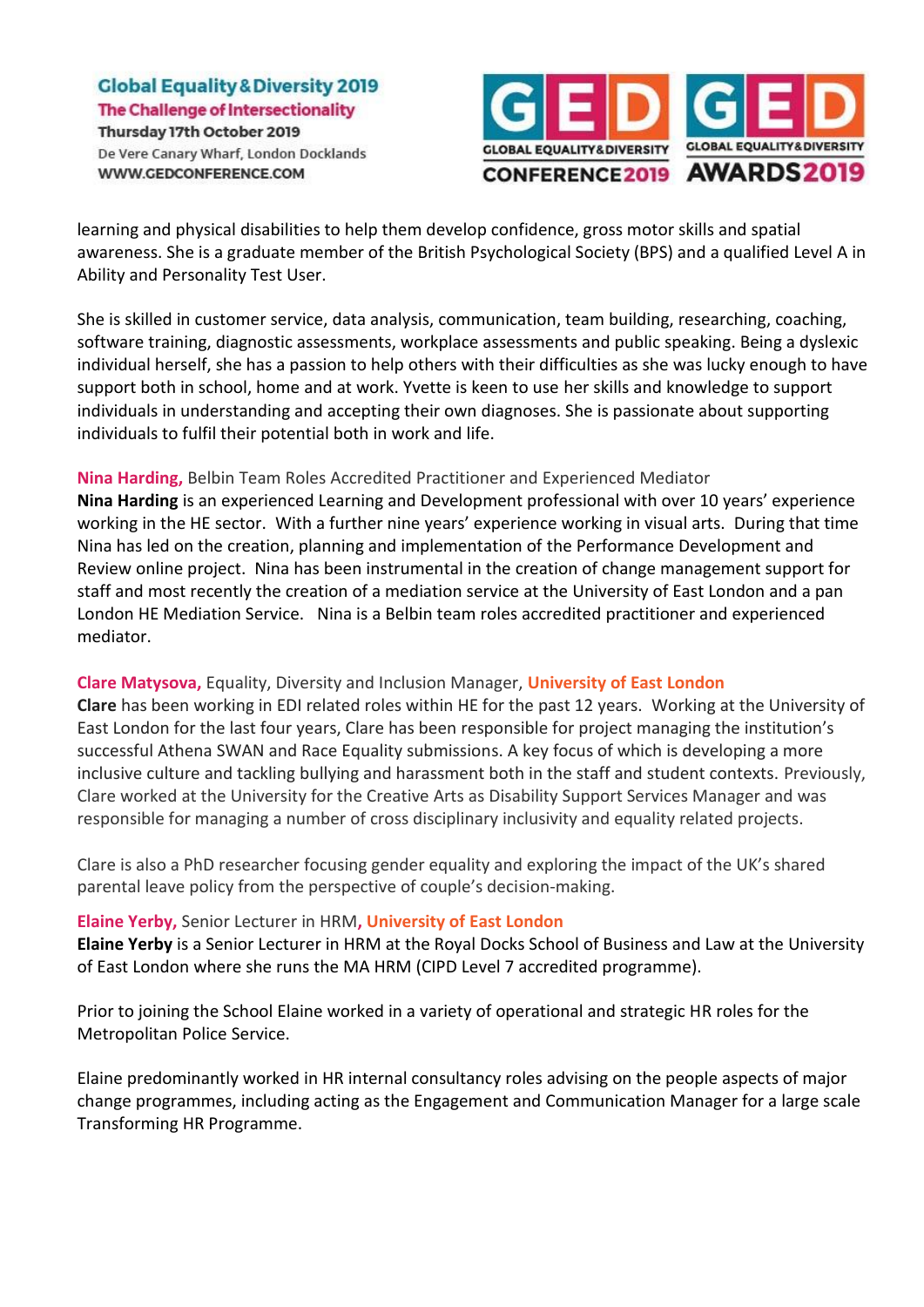learning and physical disabilities to help them develop confidence, gross motor skills and spatial awareness. She is a graduate member of the British Psychological Society (BPS) and a qualified Level A in Ability and Personality Test User.

She is skilled in customer service, data analysis, communication, team building, researching, coaching, software training, diagnostic assessments, workplace assessments and public speaking. Being a dyslexic individual herself, she has a passion to help others with their difficulties as she was lucky enough to have support both in school, home and at work. Yvette is keen to use her skills and knowledge to support individuals in understanding and accepting their own diagnoses. She is passionate about supporting individuals to fulfil their potential both in work and life.

**Nina Harding,** Belbin Team Roles Accredited Practitioner and Experienced Mediator

**Nina Harding** is an experienced Learning and Development professional with over 10 years' experience working in the HE sector. With a further nine years' experience working in visual arts. During that time Nina has led on the creation, planning and implementation of the Performance Development and Review online project. Nina has been instrumental in the creation of change management support for staff and most recently the creation of a mediation service at the University of East London and a pan London HE Mediation Service. Nina is a Belbin team roles accredited practitioner and experienced mediator.

**Clare Matysova,** Equality, Diversity and Inclusion Manager, **University of East London**

**Clare** has been working in EDI related roles within HE for the past 12 years. Working at the University of East London for the last four years, Clare has been responsible for project managing the institution's successful Athena SWAN and Race Equality submissions. A key focus of which is developing a more inclusive culture and tackling bullying and harassment both in the staff and student contexts. Previously, Clare worked at the University for the Creative Arts as Disability Support Services Manager and was responsible for managing a number of cross disciplinary inclusivity and equality related projects.

Clare is also a PhD researcher focusing gender equality and exploring the impact of the UK's shared parental leave policy from the perspective of couple's decision-making.

**Elaine Yerby,** Senior Lecturer in HRM**, University of East London**

**Elaine Yerby** is a Senior Lecturer in HRM at the Royal Docks School of Business and Law at the University of East London where she runs the MA HRM (CIPD Level 7 accredited programme).

Prior to joining the School Elaine worked in a variety of operational and strategic HR roles for the Metropolitan Police Service.

Elaine predominantly worked in HR internal consultancy roles advising on the people aspects of major change programmes, including acting as the Engagement and Communication Manager for a large scale Transforming HR Programme.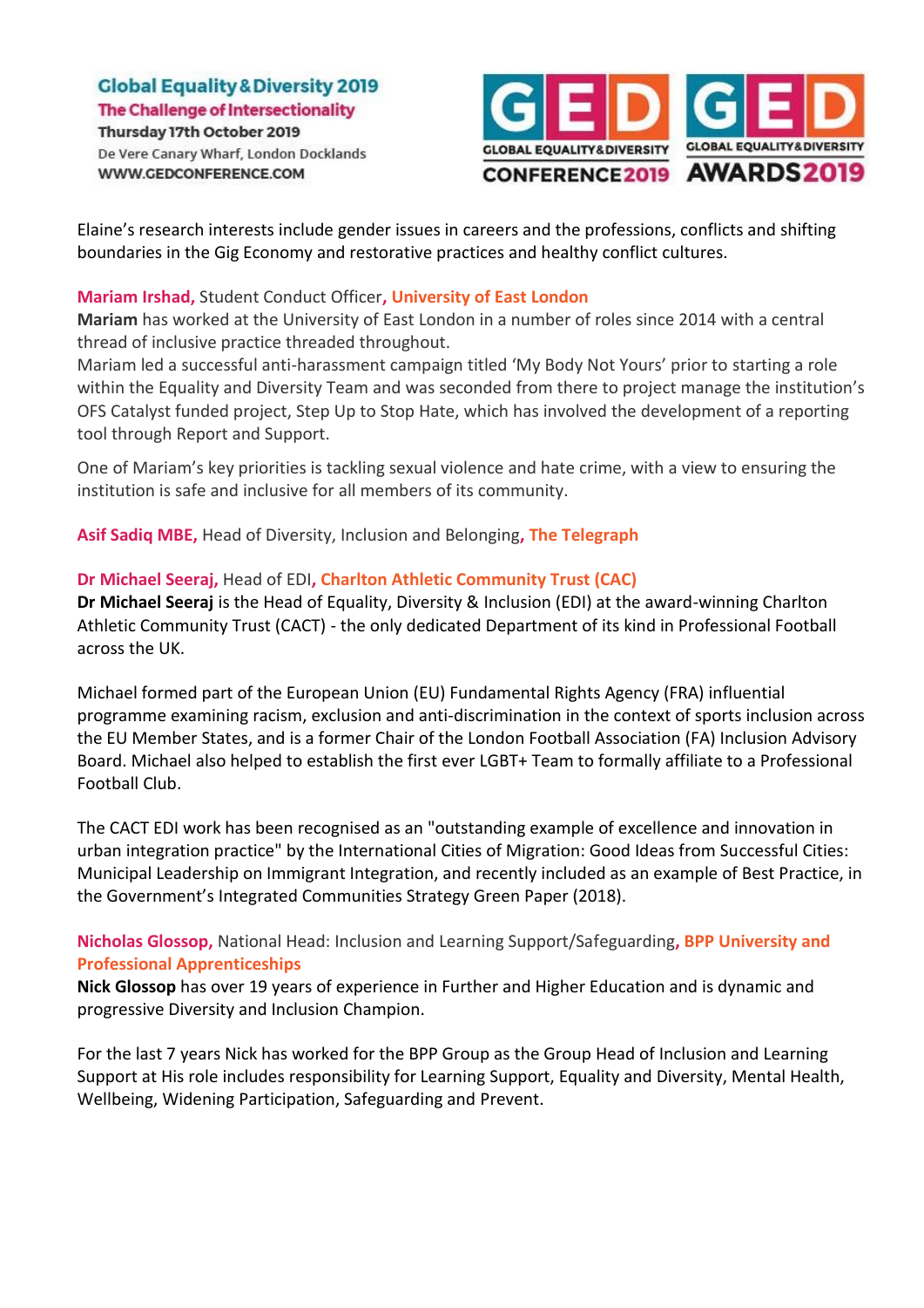Elaine's research interests include gender issues in careers and the professions, conflicts and shifting boundaries in the Gig Economy and restorative practices and healthy conflict cultures.

**Mariam Irshad,** Student Conduct Officer**, University of East London**
**Mariam** has worked at the University of East London in a number of roles since 2014 with a central thread of inclusive practice threaded throughout.
Mariam led a successful anti-harassment campaign titled 'My Body Not Yours' prior to starting a role within the Equality and Diversity Team and was seconded from there to project manage the institution's OFS Catalyst funded project, Step Up to Stop Hate, which has involved the development of a reporting tool through Report and Support.

One of Mariam's key priorities is tackling sexual violence and hate crime, with a view to ensuring the institution is safe and inclusive for all members of its community.

**Asif Sadiq MBE,** Head of Diversity, Inclusion and Belonging**, The Telegraph**

**Dr Michael Seeraj,** Head of EDI**, Charlton Athletic Community Trust (CAC)**
**Dr Michael Seeraj** is the Head of Equality, Diversity & Inclusion (EDI) at the award-winning Charlton Athletic Community Trust (CACT) - the only dedicated Department of its kind in Professional Football across the UK.

Michael formed part of the European Union (EU) Fundamental Rights Agency (FRA) influential programme examining racism, exclusion and anti-discrimination in the context of sports inclusion across the EU Member States, and is a former Chair of the London Football Association (FA) Inclusion Advisory Board. Michael also helped to establish the first ever LGBT+ Team to formally affiliate to a Professional Football Club.

The CACT EDI work has been recognised as an "outstanding example of excellence and innovation in urban integration practice" by the International Cities of Migration: Good Ideas from Successful Cities: Municipal Leadership on Immigrant Integration, and recently included as an example of Best Practice, in the Government's Integrated Communities Strategy Green Paper (2018).

**Nicholas Glossop,** National Head: Inclusion and Learning Support/Safeguarding**, BPP University and Professional Apprenticeships**
**Nick Glossop** has over 19 years of experience in Further and Higher Education and is dynamic and progressive Diversity and Inclusion Champion.

For the last 7 years Nick has worked for the BPP Group as the Group Head of Inclusion and Learning Support at His role includes responsibility for Learning Support, Equality and Diversity, Mental Health, Wellbeing, Widening Participation, Safeguarding and Prevent.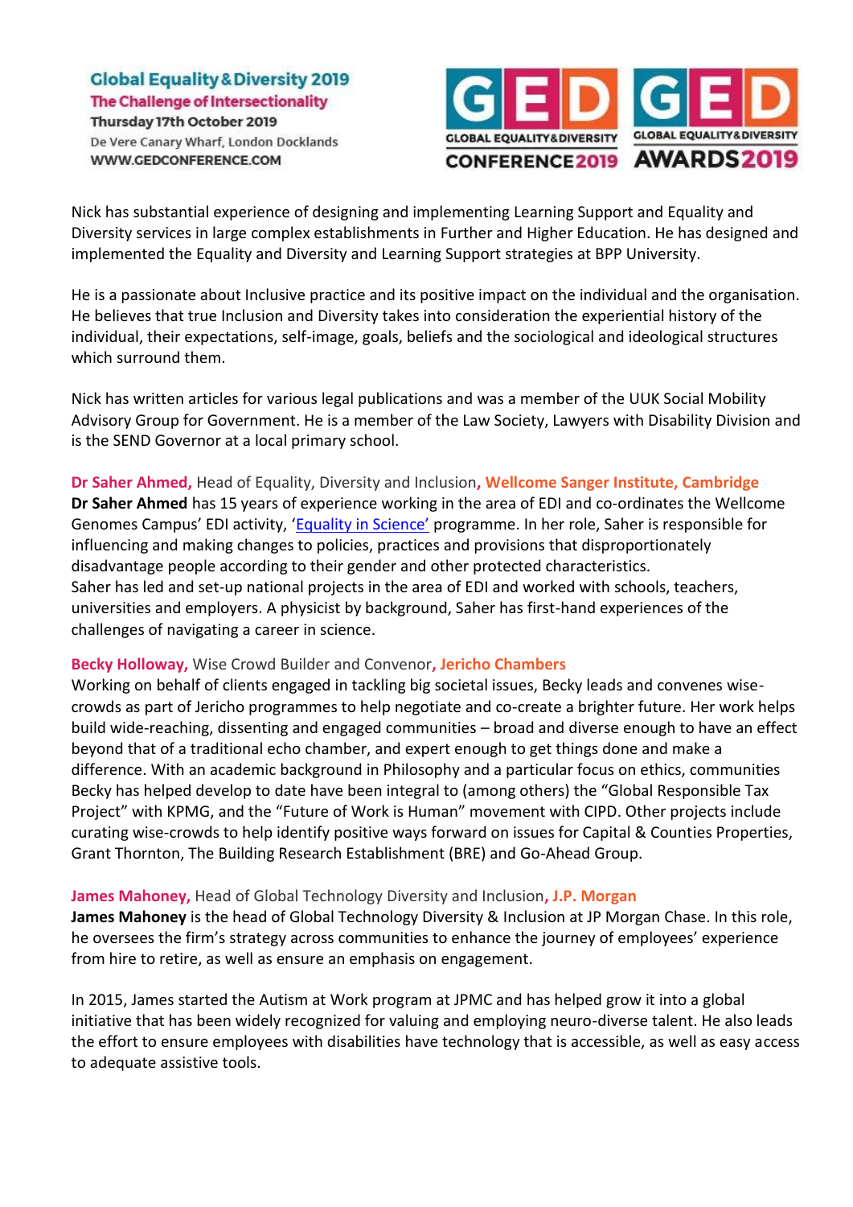Nick has substantial experience of designing and implementing Learning Support and Equality and Diversity services in large complex establishments in Further and Higher Education. He has designed and implemented the Equality and Diversity and Learning Support strategies at BPP University.

He is a passionate about Inclusive practice and its positive impact on the individual and the organisation. He believes that true Inclusion and Diversity takes into consideration the experiential history of the individual, their expectations, self-image, goals, beliefs and the sociological and ideological structures which surround them.

Nick has written articles for various legal publications and was a member of the UUK Social Mobility Advisory Group for Government. He is a member of the Law Society, Lawyers with Disability Division and is the SEND Governor at a local primary school.

**Dr Saher Ahmed,** Head of Equality, Diversity and Inclusion**, Wellcome Sanger Institute, Cambridge**
**Dr Saher Ahmed** has 15 years of experience working in the area of EDI and co-ordinates the Wellcome Genomes Campus' EDI activity, 'Equality in Science' programme. In her role, Saher is responsible for influencing and making changes to policies, practices and provisions that disproportionately disadvantage people according to their gender and other protected characteristics.
Saher has led and set-up national projects in the area of EDI and worked with schools, teachers, universities and employers. A physicist by background, Saher has first-hand experiences of the challenges of navigating a career in science.

**Becky Holloway,** Wise Crowd Builder and Convenor**, Jericho Chambers**
Working on behalf of clients engaged in tackling big societal issues, Becky leads and convenes wise-crowds as part of Jericho programmes to help negotiate and co-create a brighter future. Her work helps build wide-reaching, dissenting and engaged communities – broad and diverse enough to have an effect beyond that of a traditional echo chamber, and expert enough to get things done and make a difference. With an academic background in Philosophy and a particular focus on ethics, communities Becky has helped develop to date have been integral to (among others) the "Global Responsible Tax Project" with KPMG, and the "Future of Work is Human" movement with CIPD. Other projects include curating wise-crowds to help identify positive ways forward on issues for Capital & Counties Properties, Grant Thornton, The Building Research Establishment (BRE) and Go-Ahead Group.

**James Mahoney,** Head of Global Technology Diversity and Inclusion**, J.P. Morgan**
**James Mahoney** is the head of Global Technology Diversity & Inclusion at JP Morgan Chase. In this role, he oversees the firm's strategy across communities to enhance the journey of employees' experience from hire to retire, as well as ensure an emphasis on engagement.

In 2015, James started the Autism at Work program at JPMC and has helped grow it into a global initiative that has been widely recognized for valuing and employing neuro-diverse talent. He also leads the effort to ensure employees with disabilities have technology that is accessible, as well as easy access to adequate assistive tools.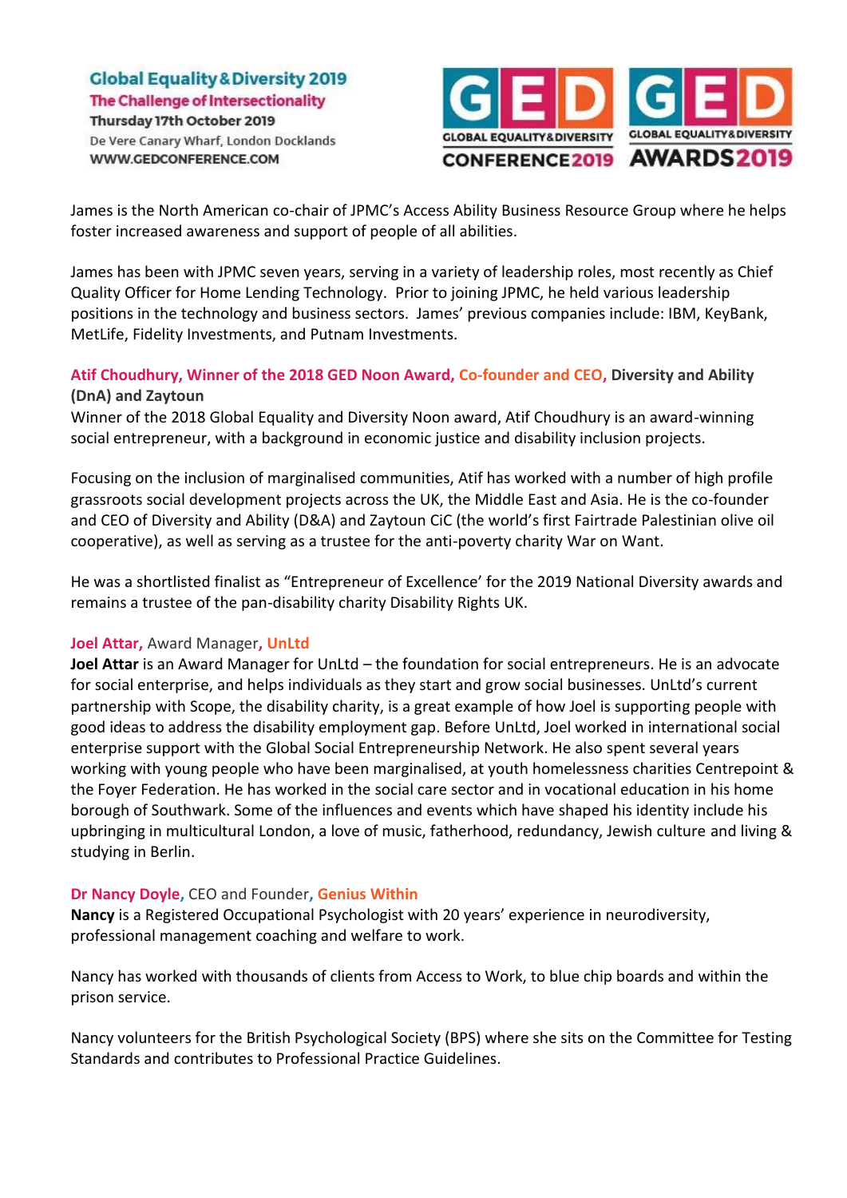James is the North American co-chair of JPMC's Access Ability Business Resource Group where he helps foster increased awareness and support of people of all abilities.

James has been with JPMC seven years, serving in a variety of leadership roles, most recently as Chief Quality Officer for Home Lending Technology. Prior to joining JPMC, he held various leadership positions in the technology and business sectors. James' previous companies include: IBM, KeyBank, MetLife, Fidelity Investments, and Putnam Investments.

**Atif Choudhury, Winner of the 2018 GED Noon Award, Co-founder and CEO, Diversity and Ability (DnA) and Zaytoun**

Winner of the 2018 Global Equality and Diversity Noon award, Atif Choudhury is an award-winning social entrepreneur, with a background in economic justice and disability inclusion projects.

Focusing on the inclusion of marginalised communities, Atif has worked with a number of high profile grassroots social development projects across the UK, the Middle East and Asia. He is the co-founder and CEO of Diversity and Ability (D&A) and Zaytoun CiC (the world's first Fairtrade Palestinian olive oil cooperative), as well as serving as a trustee for the anti-poverty charity War on Want.

He was a shortlisted finalist as "Entrepreneur of Excellence' for the 2019 National Diversity awards and remains a trustee of the pan-disability charity Disability Rights UK.

**Joel Attar**, Award Manager, **UnLtd**

**Joel Attar** is an Award Manager for UnLtd – the foundation for social entrepreneurs. He is an advocate for social enterprise, and helps individuals as they start and grow social businesses. UnLtd's current partnership with Scope, the disability charity, is a great example of how Joel is supporting people with good ideas to address the disability employment gap. Before UnLtd, Joel worked in international social enterprise support with the Global Social Entrepreneurship Network. He also spent several years working with young people who have been marginalised, at youth homelessness charities Centrepoint & the Foyer Federation. He has worked in the social care sector and in vocational education in his home borough of Southwark. Some of the influences and events which have shaped his identity include his upbringing in multicultural London, a love of music, fatherhood, redundancy, Jewish culture and living & studying in Berlin.

**Dr Nancy Doyle**, CEO and Founder, **Genius Within**

**Nancy** is a Registered Occupational Psychologist with 20 years' experience in neurodiversity, professional management coaching and welfare to work.

Nancy has worked with thousands of clients from Access to Work, to blue chip boards and within the prison service.

Nancy volunteers for the British Psychological Society (BPS) where she sits on the Committee for Testing Standards and contributes to Professional Practice Guidelines.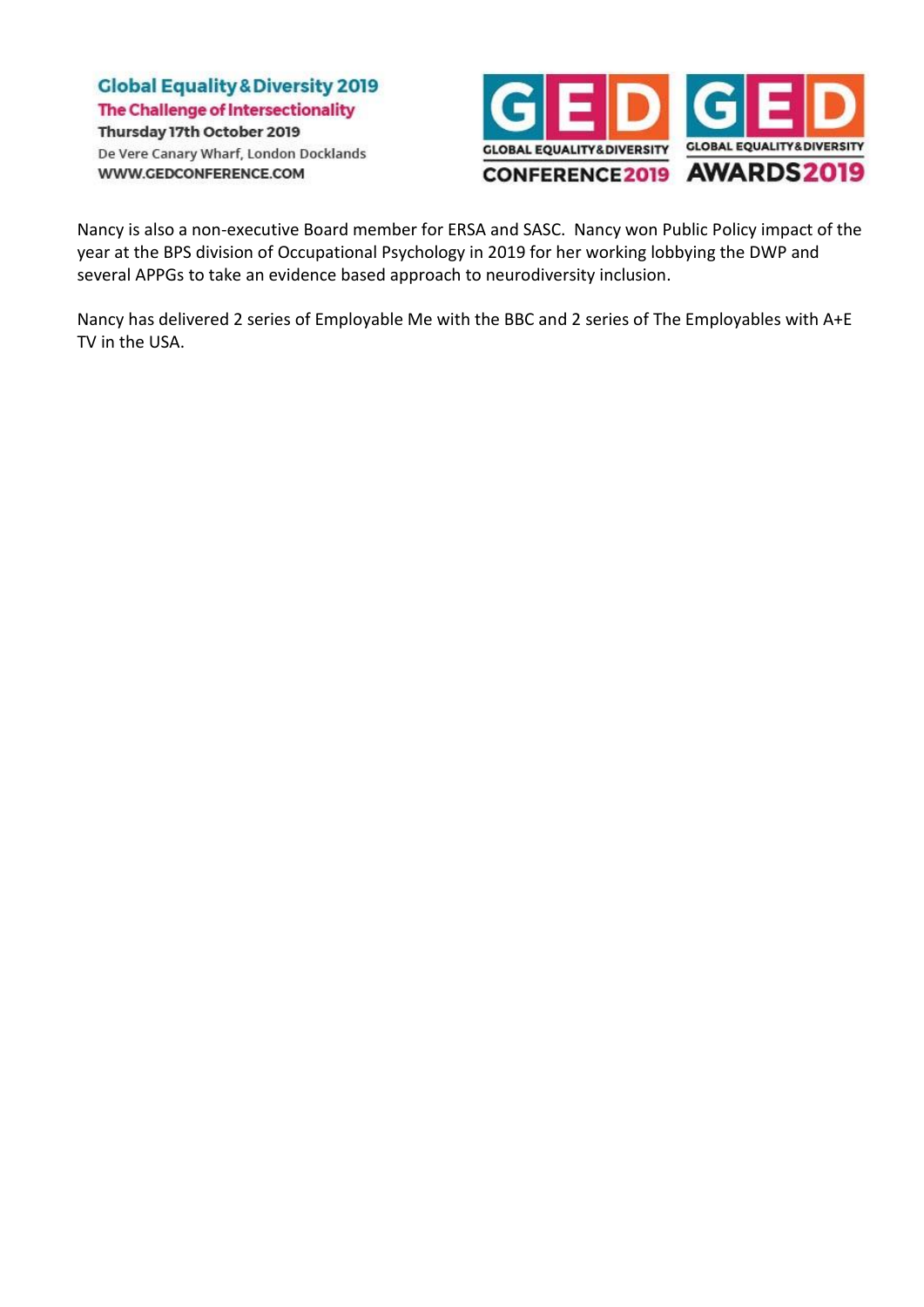Nancy is also a non-executive Board member for ERSA and SASC. Nancy won Public Policy impact of the year at the BPS division of Occupational Psychology in 2019 for her working lobbying the DWP and several APPGs to take an evidence based approach to neurodiversity inclusion.

Nancy has delivered 2 series of Employable Me with the BBC and 2 series of The Employables with A+E TV in the USA.